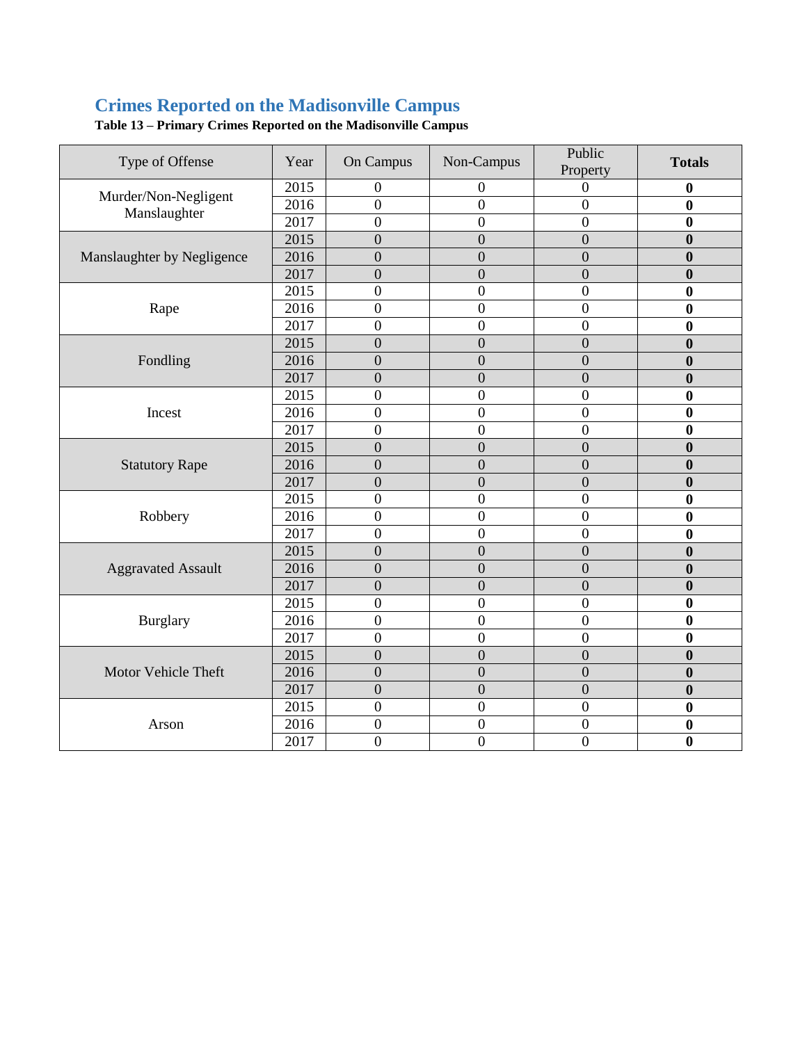## Crimes Reported on the Madisonville Campus

**Table 13 – Primary Crimes Reported on the Madisonville Campus**

| Type of Offense | Year | On Campus | Non-Campus | Public Property | **Totals** |
|---|---|---|---|---|---|
| Murder/Non-Negligent Manslaughter | 2015 | 0 | 0 | 0 | **0** |
| | 2016 | 0 | 0 | 0 | **0** |
| | 2017 | 0 | 0 | 0 | **0** |
| Manslaughter by Negligence | 2015 | 0 | 0 | 0 | **0** |
| | 2016 | 0 | 0 | 0 | **0** |
| | 2017 | 0 | 0 | 0 | **0** |
| Rape | 2015 | 0 | 0 | 0 | **0** |
| | 2016 | 0 | 0 | 0 | **0** |
| | 2017 | 0 | 0 | 0 | **0** |
| Fondling | 2015 | 0 | 0 | 0 | **0** |
| | 2016 | 0 | 0 | 0 | **0** |
| | 2017 | 0 | 0 | 0 | **0** |
| Incest | 2015 | 0 | 0 | 0 | **0** |
| | 2016 | 0 | 0 | 0 | **0** |
| | 2017 | 0 | 0 | 0 | **0** |
| Statutory Rape | 2015 | 0 | 0 | 0 | **0** |
| | 2016 | 0 | 0 | 0 | **0** |
| | 2017 | 0 | 0 | 0 | **0** |
| Robbery | 2015 | 0 | 0 | 0 | **0** |
| | 2016 | 0 | 0 | 0 | **0** |
| | 2017 | 0 | 0 | 0 | **0** |
| Aggravated Assault | 2015 | 0 | 0 | 0 | **0** |
| | 2016 | 0 | 0 | 0 | **0** |
| | 2017 | 0 | 0 | 0 | **0** |
| Burglary | 2015 | 0 | 0 | 0 | **0** |
| | 2016 | 0 | 0 | 0 | **0** |
| | 2017 | 0 | 0 | 0 | **0** |
| Motor Vehicle Theft | 2015 | 0 | 0 | 0 | **0** |
| | 2016 | 0 | 0 | 0 | **0** |
| | 2017 | 0 | 0 | 0 | **0** |
| Arson | 2015 | 0 | 0 | 0 | **0** |
| | 2016 | 0 | 0 | 0 | **0** |
| | 2017 | 0 | 0 | 0 | **0** |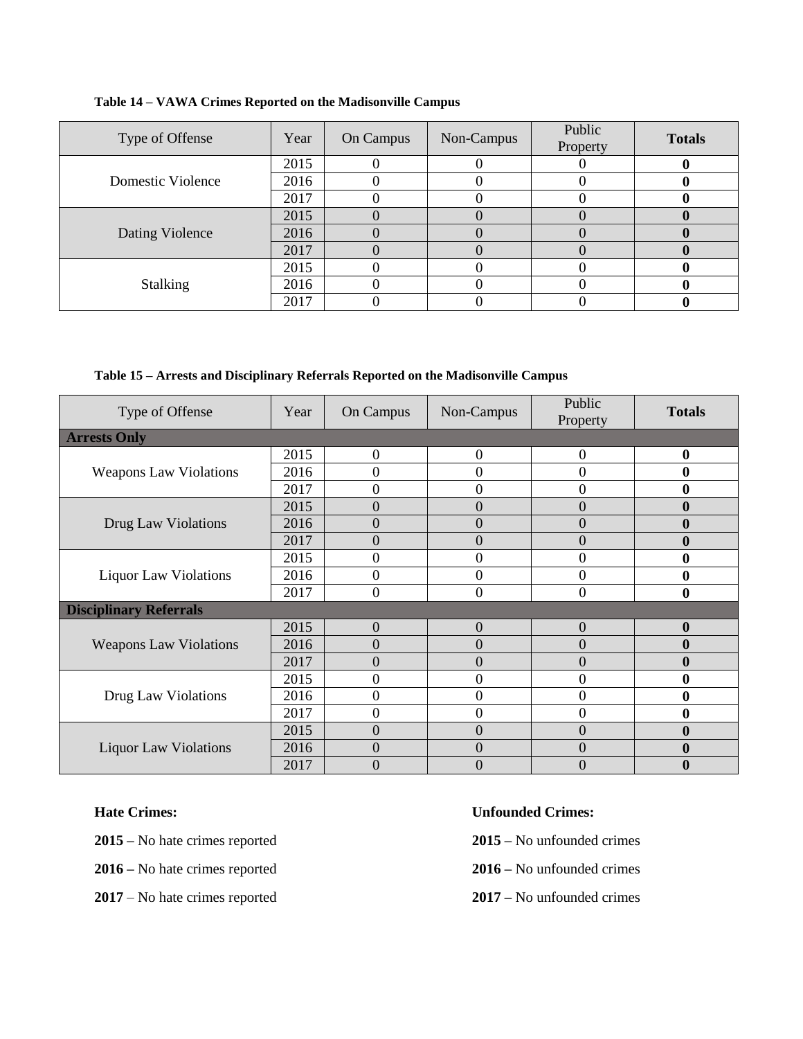**Table 14 – VAWA Crimes Reported on the Madisonville Campus**

| Type of Offense | Year | On Campus | Non-Campus | Public Property | **Totals** |
|---|---|---|---|---|---|
| Domestic Violence | 2015 | 0 | 0 | 0 | **0** |
| | 2016 | 0 | 0 | 0 | **0** |
| | 2017 | 0 | 0 | 0 | **0** |
| Dating Violence | 2015 | 0 | 0 | 0 | **0** |
| | 2016 | 0 | 0 | 0 | **0** |
| | 2017 | 0 | 0 | 0 | **0** |
| Stalking | 2015 | 0 | 0 | 0 | **0** |
| | 2016 | 0 | 0 | 0 | **0** |
| | 2017 | 0 | 0 | 0 | **0** |

**Table 15 – Arrests and Disciplinary Referrals Reported on the Madisonville Campus**

| Type of Offense | Year | On Campus | Non-Campus | Public Property | **Totals** |
|---|---|---|---|---|---|
| **Arrests Only** | | | | | |
| Weapons Law Violations | 2015 | 0 | 0 | 0 | **0** |
| | 2016 | 0 | 0 | 0 | **0** |
| | 2017 | 0 | 0 | 0 | **0** |
| Drug Law Violations | 2015 | 0 | 0 | 0 | **0** |
| | 2016 | 0 | 0 | 0 | **0** |
| | 2017 | 0 | 0 | 0 | **0** |
| Liquor Law Violations | 2015 | 0 | 0 | 0 | **0** |
| | 2016 | 0 | 0 | 0 | **0** |
| | 2017 | 0 | 0 | 0 | **0** |
| **Disciplinary Referrals** | | | | | |
| Weapons Law Violations | 2015 | 0 | 0 | 0 | **0** |
| | 2016 | 0 | 0 | 0 | **0** |
| | 2017 | 0 | 0 | 0 | **0** |
| Drug Law Violations | 2015 | 0 | 0 | 0 | **0** |
| | 2016 | 0 | 0 | 0 | **0** |
| | 2017 | 0 | 0 | 0 | **0** |
| Liquor Law Violations | 2015 | 0 | 0 | 0 | **0** |
| | 2016 | 0 | 0 | 0 | **0** |
| | 2017 | 0 | 0 | 0 | **0** |

**Hate Crimes:**

**2015 –** No hate crimes reported

**2016 –** No hate crimes reported

**2017** – No hate crimes reported

**Unfounded Crimes:**

**2015 –** No unfounded crimes

**2016 –** No unfounded crimes

**2017 –** No unfounded crimes